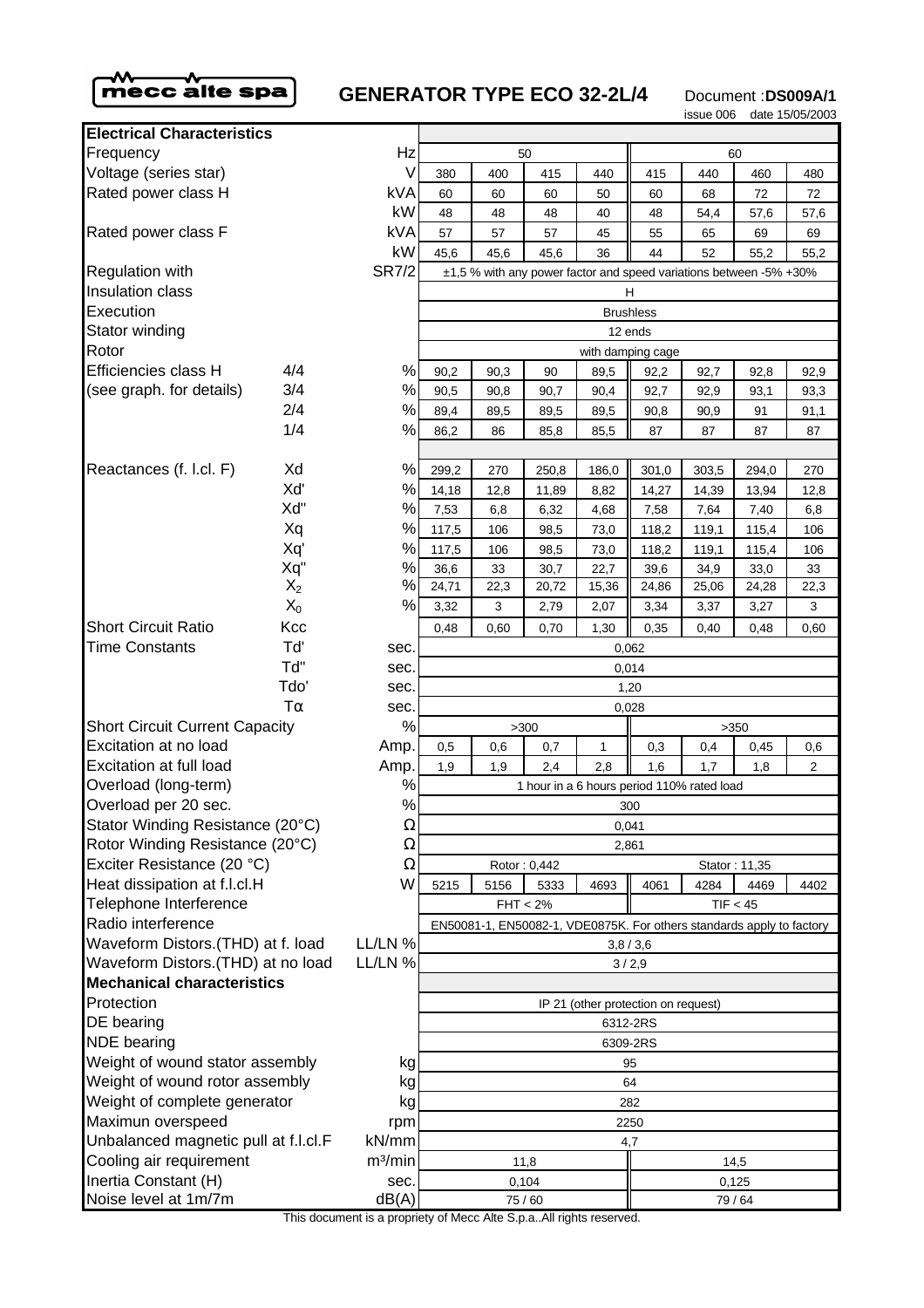mecc alte spa

# GENERATOR TYPE ECO 32-2L/4

Document : **DS009A/1**
issue 006 date 15/05/2003

| **Electrical Characteristics** | | | | | | | | | | |
|---|---|---|---|---|---|---|---|---|---|---|
| Frequency | | Hz | 50 | | | | 60 | | | |
| Voltage (series star) | | V | 380 | 400 | 415 | 440 | 415 | 440 | 460 | 480 |
| Rated power class H | | kVA | 60 | 60 | 60 | 50 | 60 | 68 | 72 | 72 |
| | | kW | 48 | 48 | 48 | 40 | 48 | 54,4 | 57,6 | 57,6 |
| Rated power class F | | kVA | 57 | 57 | 57 | 45 | 55 | 65 | 69 | 69 |
| | | kW | 45,6 | 45,6 | 45,6 | 36 | 44 | 52 | 55,2 | 55,2 |
| Regulation with | | SR7/2 | ±1,5 % with any power factor and speed variations between -5% +30% | | | | | | | |
| Insulation class | | | H | | | | | | | |
| Execution | | | Brushless | | | | | | | |
| Stator winding | | | 12 ends | | | | | | | |
| Rotor | | | with damping cage | | | | | | | |
| Efficiencies class H | 4/4 | % | 90,2 | 90,3 | 90 | 89,5 | 92,2 | 92,7 | 92,8 | 92,9 |
| (see graph. for details) | 3/4 | % | 90,5 | 90,8 | 90,7 | 90,4 | 92,7 | 92,9 | 93,1 | 93,3 |
| | 2/4 | % | 89,4 | 89,5 | 89,5 | 89,5 | 90,8 | 90,9 | 91 | 91,1 |
| | 1/4 | % | 86,2 | 86 | 85,8 | 85,5 | 87 | 87 | 87 | 87 |
| Reactances (f. l.cl. F) | Xd | % | 299,2 | 270 | 250,8 | 186,0 | 301,0 | 303,5 | 294,0 | 270 |
| | Xd' | % | 14,18 | 12,8 | 11,89 | 8,82 | 14,27 | 14,39 | 13,94 | 12,8 |
| | Xd'' | % | 7,53 | 6,8 | 6,32 | 4,68 | 7,58 | 7,64 | 7,40 | 6,8 |
| | Xq | % | 117,5 | 106 | 98,5 | 73,0 | 118,2 | 119,1 | 115,4 | 106 |
| | Xq' | % | 117,5 | 106 | 98,5 | 73,0 | 118,2 | 119,1 | 115,4 | 106 |
| | Xq'' | % | 36,6 | 33 | 30,7 | 22,7 | 39,6 | 34,9 | 33,0 | 33 |
| | $X_2$ | % | 24,71 | 22,3 | 20,72 | 15,36 | 24,86 | 25,06 | 24,28 | 22,3 |
| | $X_0$ | % | 3,32 | 3 | 2,79 | 2,07 | 3,34 | 3,37 | 3,27 | 3 |
| Short Circuit Ratio | Kcc | | 0,48 | 0,60 | 0,70 | 1,30 | 0,35 | 0,40 | 0,48 | 0,60 |
| Time Constants | Td' | sec. | 0,062 | | | | | | | |
| | Td'' | sec. | 0,014 | | | | | | | |
| | Tdo' | sec. | 1,20 | | | | | | | |
| | Tα | sec. | 0,028 | | | | | | | |
| Short Circuit Current Capacity | | % | >300 | | | | >350 | | | |
| Excitation at no load | | Amp. | 0,5 | 0,6 | 0,7 | 1 | 0,3 | 0,4 | 0,45 | 0,6 |
| Excitation at full load | | Amp. | 1,9 | 1,9 | 2,4 | 2,8 | 1,6 | 1,7 | 1,8 | 2 |
| Overload (long-term) | | % | 1 hour in a 6 hours period 110% rated load | | | | | | | |
| Overload per 20 sec. | | % | 300 | | | | | | | |
| Stator Winding Resistance (20°C) | | Ω | 0,041 | | | | | | | |
| Rotor Winding Resistance (20°C) | | Ω | 2,861 | | | | | | | |
| Exciter Resistance (20 °C) | | Ω | Rotor : 0,442 | | | | Stator : 11,35 | | | |
| Heat dissipation at f.l.cl.H | | W | 5215 | 5156 | 5333 | 4693 | 4061 | 4284 | 4469 | 4402 |
| Telephone Interference | | | FHT < 2% | | | | TIF < 45 | | | |
| Radio interference | | | EN50081-1, EN50082-1, VDE0875K. For others standards apply to factory | | | | | | | |
| Waveform Distors.(THD) at f. load | | LL/LN % | 3,8 / 3,6 | | | | | | | |
| Waveform Distors.(THD) at no load | | LL/LN % | 3 / 2,9 | | | | | | | |
| **Mechanical characteristics** | | | | | | | | | | |
| Protection | | | IP 21 (other protection on request) | | | | | | | |
| DE bearing | | | 6312-2RS | | | | | | | |
| NDE bearing | | | 6309-2RS | | | | | | | |
| Weight of wound stator assembly | | kg | 95 | | | | | | | |
| Weight of wound rotor assembly | | kg | 64 | | | | | | | |
| Weight of complete generator | | kg | 282 | | | | | | | |
| Maximun overspeed | | rpm | 2250 | | | | | | | |
| Unbalanced magnetic pull at f.l.cl.F | | kN/mm | 4,7 | | | | | | | |
| Cooling air requirement | | $m^3/min$ | 11,8 | | | | 14,5 | | | |
| Inertia Constant (H) | | sec. | 0,104 | | | | 0,125 | | | |
| Noise level at 1m/7m | | dB(A) | 75 / 60 | | | | 79 / 64 | | | |

This document is a propriety of Mecc Alte S.p.a..All rights reserved.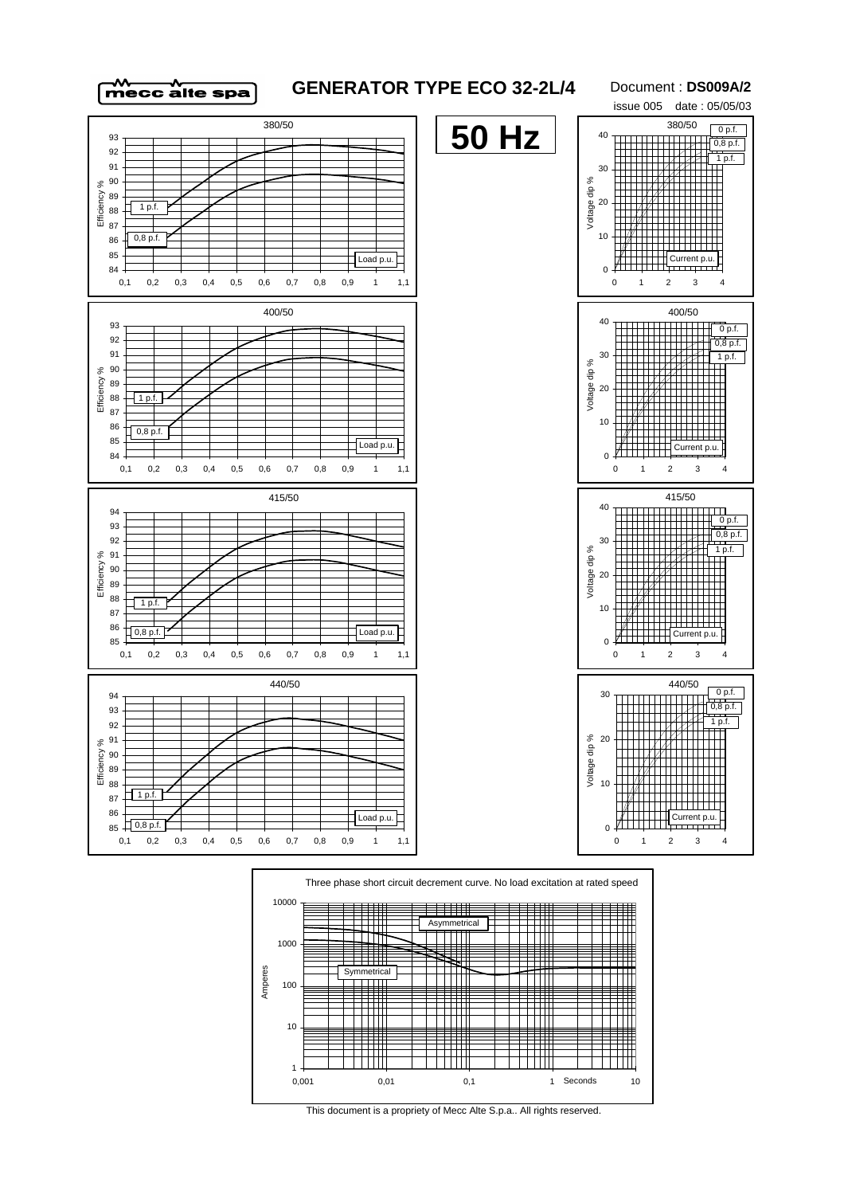# GENERATOR TYPE ECO 32-2L/4

Document : **DS009A/2**

issue 005 date : 05/05/03

## 50 Hz

380/50

Efficiency % — 1 p.f. — 0,8 p.f. — Load p.u.

380/50

Voltage dip % — 0 p.f. — 0,8 p.f. — 1 p.f. — Current p.u.

400/50

Efficiency % — 1 p.f. — 0,8 p.f. — Load p.u.

400/50

Voltage dip % — 0 p.f. — 0,8 p.f. — 1 p.f. — Current p.u.

415/50

Efficiency % — 1 p.f. — 0,8 p.f. — Load p.u.

415/50

Voltage dip % — 0 p.f. — 0,8 p.f. — 1 p.f. — Current p.u.

440/50

Efficiency % — 1 p.f. — 0,8 p.f. — Load p.u.

440/50

Voltage dip % — 0 p.f. — 0,8 p.f. — 1 p.f. — Current p.u.

Three phase short circuit decrement curve. No load excitation at rated speed

Amperes — Asymmetrical — Symmetrical — Seconds

This document is a propriety of Mecc Alte S.p.a.. All rights reserved.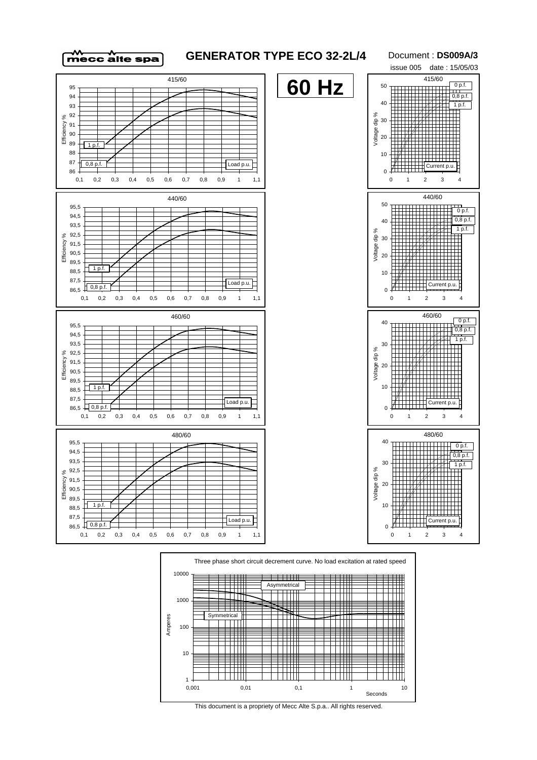# GENERATOR TYPE ECO 32-2L/4

Document : **DS009A/3**

issue 005 date : 15/05/03

**60 Hz**

415/60

440/60

460/60

480/60

Three phase short circuit decrement curve. No load excitation at rated speed

This document is a propriety of Mecc Alte S.p.a.. All rights reserved.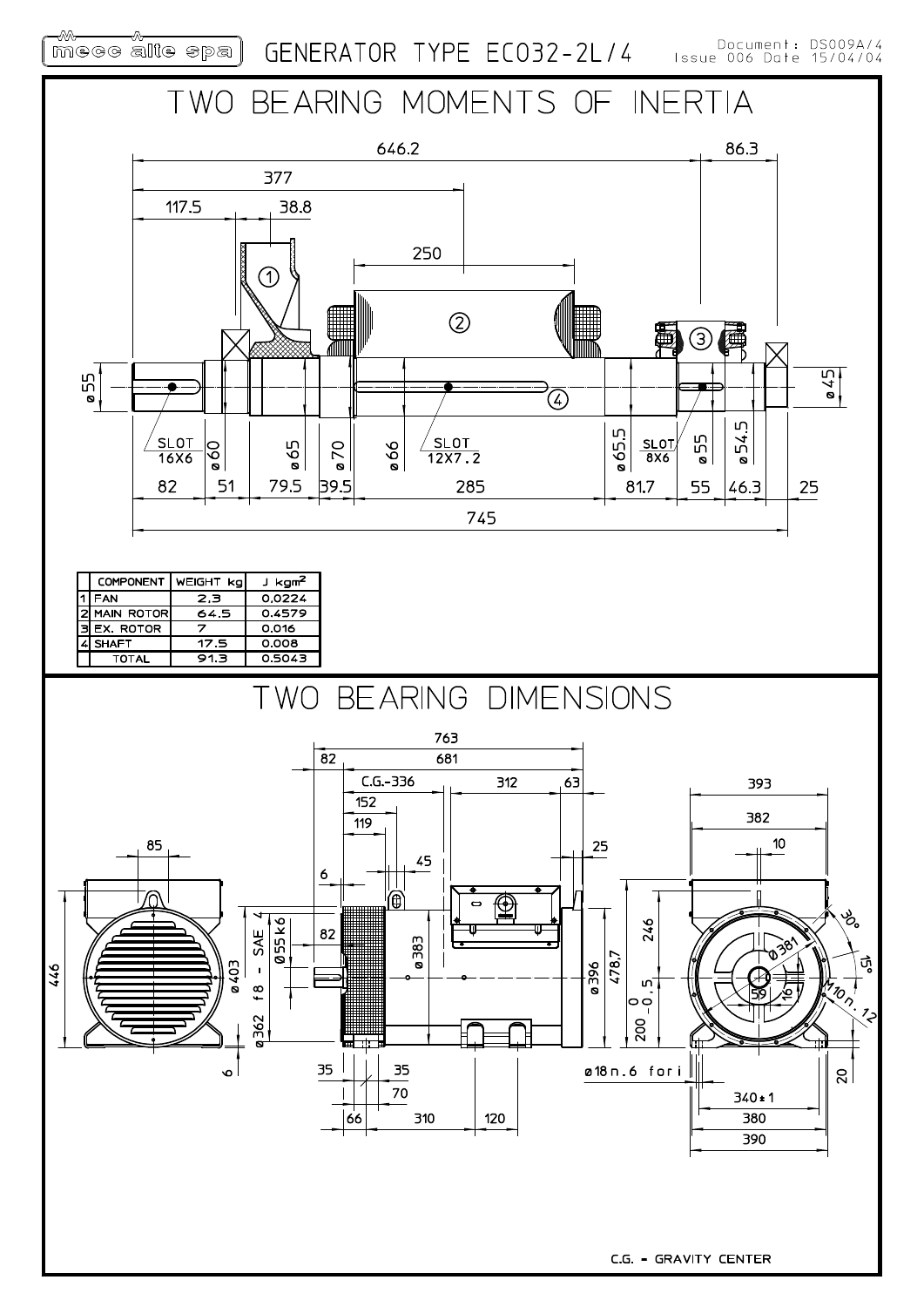# GENERATOR TYPE ECO32-2L/4

Document: DS009A/4
Issue 006 Date 15/04/04

## TWO BEARING MOMENTS OF INERTIA

| | COMPONENT | WEIGHT kg | J kgm² |
|---|---|---|---|
| 1 | FAN | 2.3 | 0.0224 |
| 2 | MAIN ROTOR | 64.5 | 0.4579 |
| 3 | EX. ROTOR | 7 | 0.016 |
| 4 | SHAFT | 17.5 | 0.008 |
| | TOTAL | 91.3 | 0.5043 |

## TWO BEARING DIMENSIONS

C.G. = GRAVITY CENTER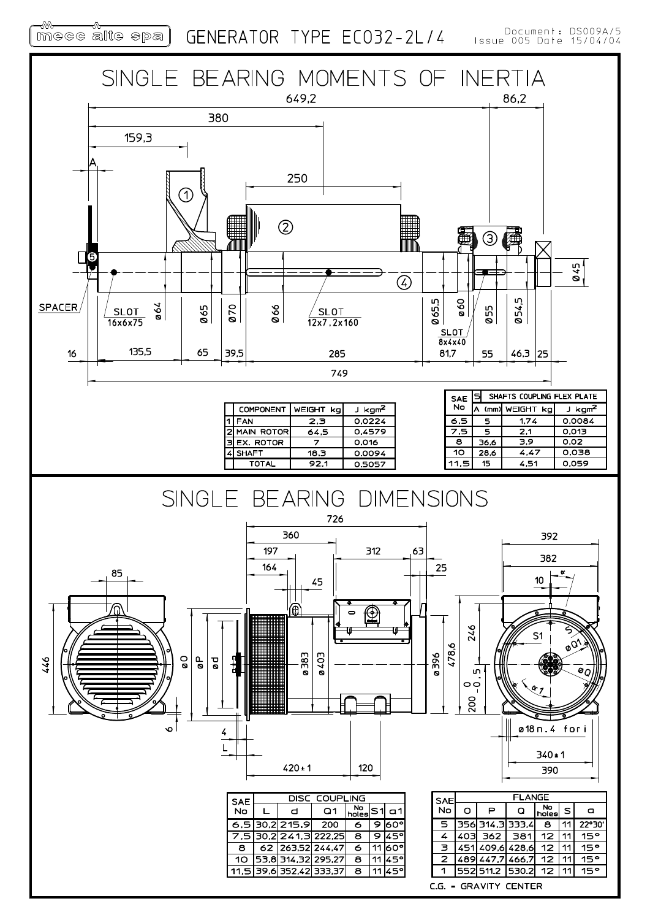mecc alte spa GENERATOR TYPE ECO32-2L/4

Document: DS009A/5
Issue 005 Date 15/04/04

# SINGLE BEARING MOMENTS OF INERTIA

649,2
86,2
380
159,3
A
250
1
2
3
4
5
SPACER
SLOT 16x6x75
ø64
ø65
ø70
ø66
SLOT 12x7,2x160
ø65,5
ø60
ø55
ø54,5
ø45
SLOT 8x4x40
16
135,5
65
39,5
285
81,7
55
46,3
25
749

| | COMPONENT | WEIGHT kg | J kgm² |
|---|---|---|---|
| 1 | FAN | 2,3 | 0,0224 |
| 2 | MAIN ROTOR | 64,5 | 0,4579 |
| 3 | EX. ROTOR | 7 | 0,016 |
| 4 | SHAFT | 18,3 | 0,0094 |
| | TOTAL | 92,1 | 0,5057 |

| SAE No | 5 SHAFTS COUPLING FLEX PLATE | | |
|---|---|---|---|
| | A (mm) | WEIGHT kg | J kgm² |
| 6,5 | 5 | 1,74 | 0,0084 |
| 7,5 | 5 | 2,1 | 0,013 |
| 8 | 36,6 | 3,9 | 0,02 |
| 10 | 28,6 | 4,47 | 0,038 |
| 11,5 | 15 | 4,51 | 0,059 |

# SINGLE BEARING DIMENSIONS

726
360
197
164
312
63
25
45
85
446
6
øO
øP
ød
4
L
ø383
ø403
ø396
478,6
246
200 0 -0,5
420±1
120
392
382
10
α
S
S1
øQ1
øQ
α1
ø18 n.4 fori
340±1
390

| SAE No | DISC COUPLING | | | | | |
|---|---|---|---|---|---|---|
| | L | d | Q1 | No holes | S1 | α1 |
| 6,5 | 30,2 | 215,9 | 200 | 6 | 9 | 60° |
| 7,5 | 30,2 | 241,3 | 222,25 | 8 | 9 | 45° |
| 8 | 62 | 263,52 | 244,47 | 6 | 11 | 60° |
| 10 | 53,8 | 314,32 | 295,27 | 8 | 11 | 45° |
| 11,5 | 39,6 | 352,42 | 333,37 | 8 | 11 | 45° |

| SAE No | FLANGE | | | | | |
|---|---|---|---|---|---|---|
| | O | P | Q | No holes | S | α |
| 5 | 356 | 314,3 | 333,4 | 8 | 11 | 22°30' |
| 4 | 403 | 362 | 381 | 12 | 11 | 15° |
| 3 | 451 | 409,6 | 428,6 | 12 | 11 | 15° |
| 2 | 489 | 447,7 | 466,7 | 12 | 11 | 15° |
| 1 | 552 | 511,2 | 530,2 | 12 | 11 | 15° |

C.G. = GRAVITY CENTER